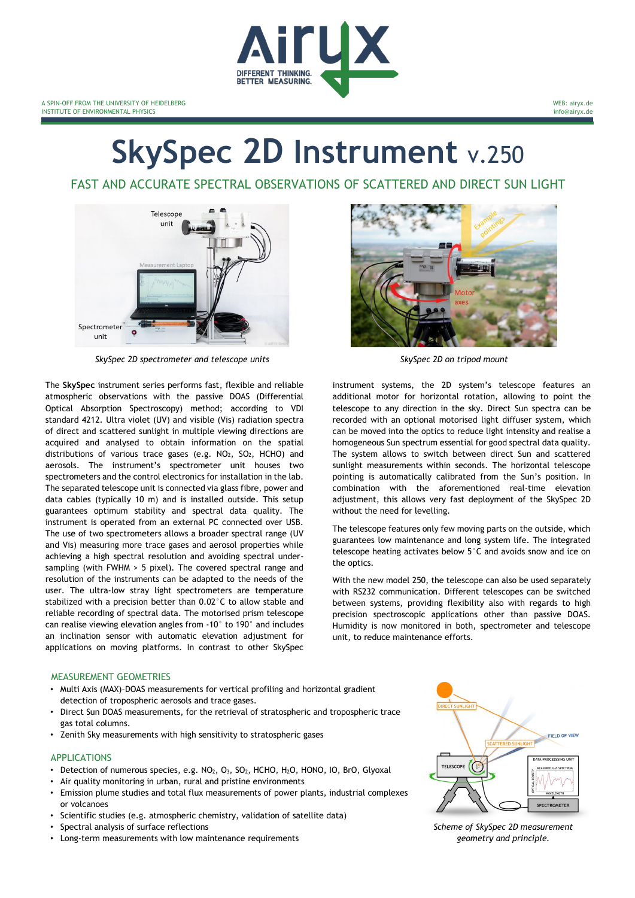A SPIN-OFF FROM THE UNIVERSITY OF HEIDELBERG
INSTITUTE OF ENVIRONMENTAL PHYSICS

WEB: airyx.de
info@airyx.de

# SkySpec 2D Instrument v.250

## FAST AND ACCURATE SPECTRAL OBSERVATIONS OF SCATTERED AND DIRECT SUN LIGHT

*SkySpec 2D spectrometer and telescope units*

*SkySpec 2D on tripod mount*

The **SkySpec** instrument series performs fast, flexible and reliable atmospheric observations with the passive DOAS (Differential Optical Absorption Spectroscopy) method; according to VDI standard 4212. Ultra violet (UV) and visible (Vis) radiation spectra of direct and scattered sunlight in multiple viewing directions are acquired and analysed to obtain information on the spatial distributions of various trace gases (e.g. $NO_2$, $SO_2$, HCHO) and aerosols. The instrument's spectrometer unit houses two spectrometers and the control electronics for installation in the lab. The separated telescope unit is connected via glass fibre, power and data cables (typically 10 m) and is installed outside. This setup guarantees optimum stability and spectral data quality. The instrument is operated from an external PC connected over USB. The use of two spectrometers allows a broader spectral range (UV and Vis) measuring more trace gases and aerosol properties while achieving a high spectral resolution and avoiding spectral under-sampling (with FWHM > 5 pixel). The covered spectral range and resolution of the instruments can be adapted to the needs of the user. The ultra-low stray light spectrometers are temperature stabilized with a precision better than 0.02°C to allow stable and reliable recording of spectral data. The motorised prism telescope can realise viewing elevation angles from -10° to 190° and includes an inclination sensor with automatic elevation adjustment for applications on moving platforms. In contrast to other SkySpec instrument systems, the 2D system's telescope features an additional motor for horizontal rotation, allowing to point the telescope to any direction in the sky. Direct Sun spectra can be recorded with an optional motorised light diffuser system, which can be moved into the optics to reduce light intensity and realise a homogeneous Sun spectrum essential for good spectral data quality. The system allows to switch between direct Sun and scattered sunlight measurements within seconds. The horizontal telescope pointing is automatically calibrated from the Sun's position. In combination with the aforementioned real-time elevation adjustment, this allows very fast deployment of the SkySpec 2D without the need for levelling.

The telescope features only few moving parts on the outside, which guarantees low maintenance and long system life. The integrated telescope heating activates below 5°C and avoids snow and ice on the optics.

With the new model 250, the telescope can also be used separately with RS232 communication. Different telescopes can be switched between systems, providing flexibility also with regards to high precision spectroscopic applications other than passive DOAS. Humidity is now monitored in both, spectrometer and telescope unit, to reduce maintenance efforts.

### MEASUREMENT GEOMETRIES

- Multi Axis (MAX)-DOAS measurements for vertical profiling and horizontal gradient detection of tropospheric aerosols and trace gases.
- Direct Sun DOAS measurements, for the retrieval of stratospheric and tropospheric trace gas total columns.
- Zenith Sky measurements with high sensitivity to stratospheric gases

### APPLICATIONS

- Detection of numerous species, e.g. $NO_2$, $O_3$, $SO_2$, HCHO, $H_2O$, HONO, IO, BrO, Glyoxal
- Air quality monitoring in urban, rural and pristine environments
- Emission plume studies and total flux measurements of power plants, industrial complexes or volcanoes
- Scientific studies (e.g. atmospheric chemistry, validation of satellite data)
- Spectral analysis of surface reflections
- Long-term measurements with low maintenance requirements

*Scheme of SkySpec 2D measurement geometry and principle.*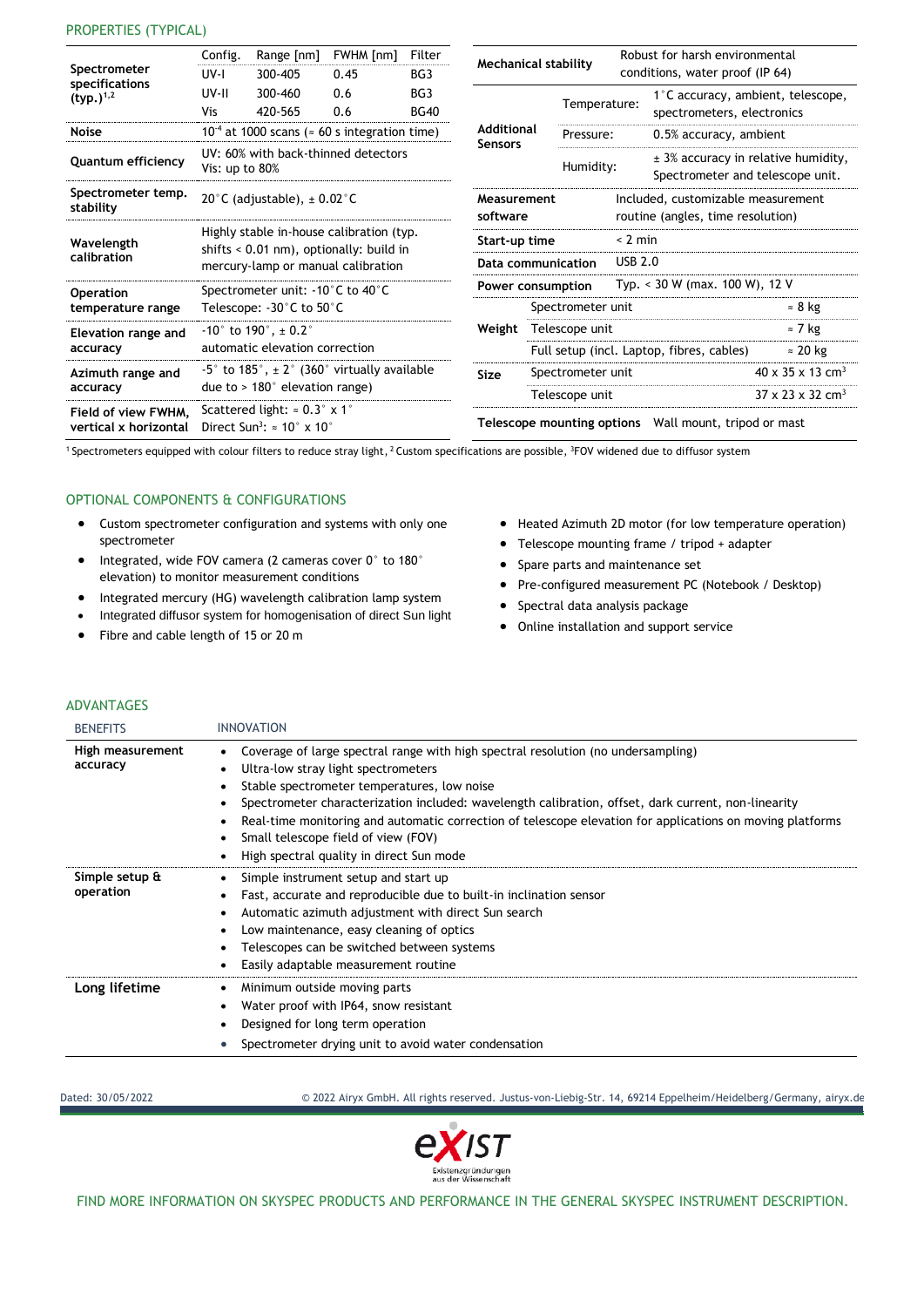## PROPERTIES (TYPICAL)

| | | | | |
|---|---|---|---|---|
| **Spectrometer specifications (typ.)**[1,2] | Config. | Range [nm] | FWHM [nm] | Filter |
| | UV-I | 300-405 | 0.45 | BG3 |
| | UV-II | 300-460 | 0.6 | BG3 |
| | Vis | 420-565 | 0.6 | BG40 |
| **Noise** | $10^{-4}$ at 1000 scans (≈ 60 s integration time) | | | |
| **Quantum efficiency** | UV: 60% with back-thinned detectors Vis: up to 80% | | | |
| **Spectrometer temp. stability** | 20°C (adjustable), ± 0.02°C | | | |
| **Wavelength calibration** | Highly stable in-house calibration (typ. shifts < 0.01 nm), optionally: build in mercury-lamp or manual calibration | | | |
| **Operation temperature range** | Spectrometer unit: -10°C to 40°C Telescope: -30°C to 50°C | | | |
| **Elevation range and accuracy** | -10° to 190°, ± 0.2° automatic elevation correction | | | |
| **Azimuth range and accuracy** | -5° to 185°, ± 2° (360° virtually available due to > 180° elevation range) | | | |
| **Field of view FWHM, vertical x horizontal** | Scattered light: ≈ 0.3° x 1° Direct Sun[3]: ≈ 10° x 10° | | | |

| | | |
|---|---|---|
| **Mechanical stability** | Robust for harsh environmental conditions, water proof (IP 64) | |
| **Additional Sensors** | Temperature: | 1°C accuracy, ambient, telescope, spectrometers, electronics |
| | Pressure: | 0.5% accuracy, ambient |
| | Humidity: | ± 3% accuracy in relative humidity, Spectrometer and telescope unit. |
| **Measurement software** | Included, customizable measurement routine (angles, time resolution) | |
| **Start-up time** | < 2 min | |
| **Data communication** | USB 2.0 | |
| **Power consumption** | Typ. < 30 W (max. 100 W), 12 V | |
| **Weight** | Spectrometer unit | ≈ 8 kg |
| | Telescope unit | ≈ 7 kg |
| | Full setup (incl. Laptop, fibres, cables) | ≈ 20 kg |
| **Size** | Spectrometer unit | 40 x 35 x 13 cm³ |
| | Telescope unit | 37 x 23 x 32 cm³ |
| **Telescope mounting options** | Wall mount, tripod or mast | |

[1] Spectrometers equipped with colour filters to reduce stray light, [2] Custom specifications are possible, [3]FOV widened due to diffusor system

## OPTIONAL COMPONENTS & CONFIGURATIONS

- Custom spectrometer configuration and systems with only one spectrometer
- Integrated, wide FOV camera (2 cameras cover 0° to 180° elevation) to monitor measurement conditions
- Integrated mercury (HG) wavelength calibration lamp system
- Integrated diffusor system for homogenisation of direct Sun light
- Fibre and cable length of 15 or 20 m
- Heated Azimuth 2D motor (for low temperature operation)
- Telescope mounting frame / tripod + adapter
- Spare parts and maintenance set
- Pre-configured measurement PC (Notebook / Desktop)
- Spectral data analysis package
- Online installation and support service

## ADVANTAGES

| BENEFITS | INNOVATION |
|---|---|
| **High measurement accuracy** | • Coverage of large spectral range with high spectral resolution (no undersampling)<br>• Ultra-low stray light spectrometers<br>• Stable spectrometer temperatures, low noise<br>• Spectrometer characterization included: wavelength calibration, offset, dark current, non-linearity<br>• Real-time monitoring and automatic correction of telescope elevation for applications on moving platforms<br>• Small telescope field of view (FOV)<br>• High spectral quality in direct Sun mode |
| **Simple setup & operation** | • Simple instrument setup and start up<br>• Fast, accurate and reproducible due to built-in inclination sensor<br>• Automatic azimuth adjustment with direct Sun search<br>• Low maintenance, easy cleaning of optics<br>• Telescopes can be switched between systems<br>• Easily adaptable measurement routine |
| **Long lifetime** | • Minimum outside moving parts<br>• Water proof with IP64, snow resistant<br>• Designed for long term operation<br>• Spectrometer drying unit to avoid water condensation |

Dated: 30/05/2022

© 2022 Airyx GmbH. All rights reserved. Justus-von-Liebig-Str. 14, 69214 Eppelheim/Heidelberg/Germany, airyx.de

eXIST Existenzgründungen aus der Wissenschaft

FIND MORE INFORMATION ON SKYSPEC PRODUCTS AND PERFORMANCE IN THE GENERAL SKYSPEC INSTRUMENT DESCRIPTION.